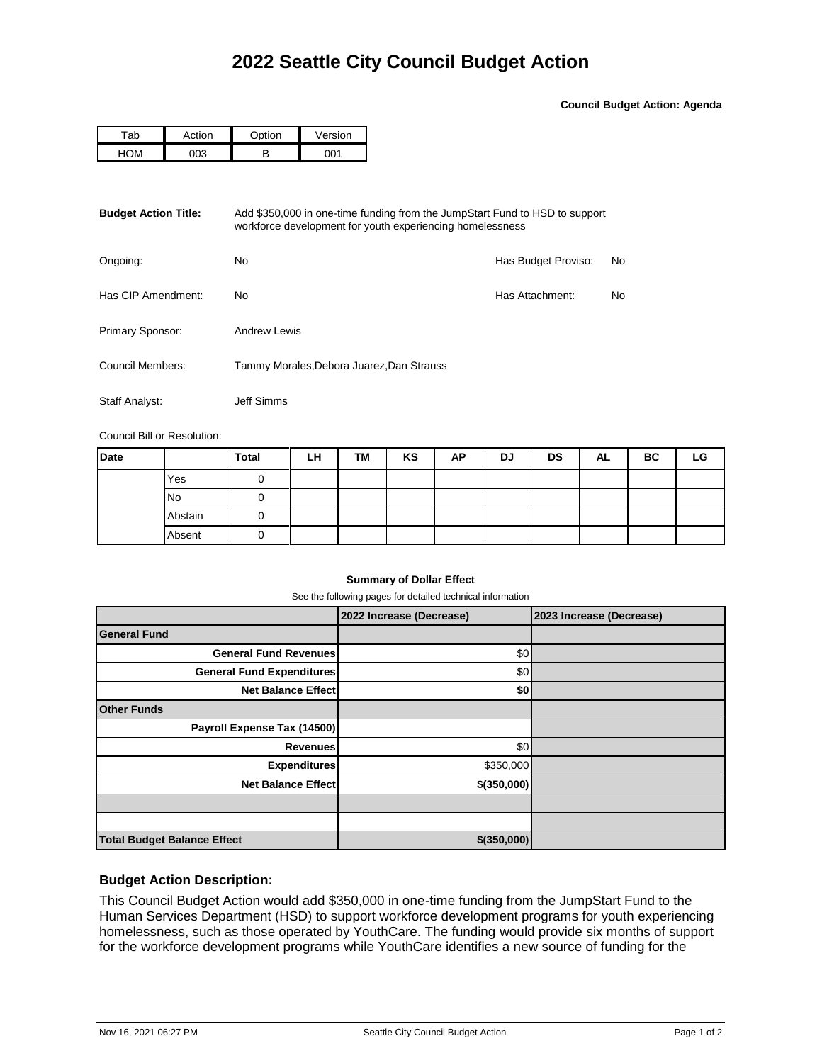# 2022 Seattle City Council Budget Action

**Council Budget Action: Agenda**

| Tab | Action | Option | Version |
|---|---|---|---|
| HOM | 003 | B | 001 |

**Budget Action Title:** Add $350,000 in one-time funding from the JumpStart Fund to HSD to support workforce development for youth experiencing homelessness

Ongoing: No

Has Budget Proviso: No

Has CIP Amendment: No

Has Attachment: No

Primary Sponsor: Andrew Lewis

Council Members: Tammy Morales,Debora Juarez,Dan Strauss

Staff Analyst: Jeff Simms

Council Bill or Resolution:

| Date | | Total | LH | TM | KS | AP | DJ | DS | AL | BC | LG |
|---|---|---|---|---|---|---|---|---|---|---|---|
| | Yes | 0 | | | | | | | | | |
| | No | 0 | | | | | | | | | |
| | Abstain | 0 | | | | | | | | | |
| | Absent | 0 | | | | | | | | | |

**Summary of Dollar Effect**

See the following pages for detailed technical information

| | 2022 Increase (Decrease) | 2023 Increase (Decrease) |
|---|---|---|
| **General Fund** | | |
| **General Fund Revenues** | $0 | |
| **General Fund Expenditures** | $0 | |
| **Net Balance Effect** | **$0** | |
| **Other Funds** | | |
| **Payroll Expense Tax (14500)** | | |
| **Revenues** | $0 | |
| **Expenditures** | $350,000 | |
| **Net Balance Effect** | **$(350,000)** | |
| | | |
| | | |
| **Total Budget Balance Effect** | **$(350,000)** | |

### Budget Action Description:

This Council Budget Action would add $350,000 in one-time funding from the JumpStart Fund to the Human Services Department (HSD) to support workforce development programs for youth experiencing homelessness, such as those operated by YouthCare. The funding would provide six months of support for the workforce development programs while YouthCare identifies a new source of funding for the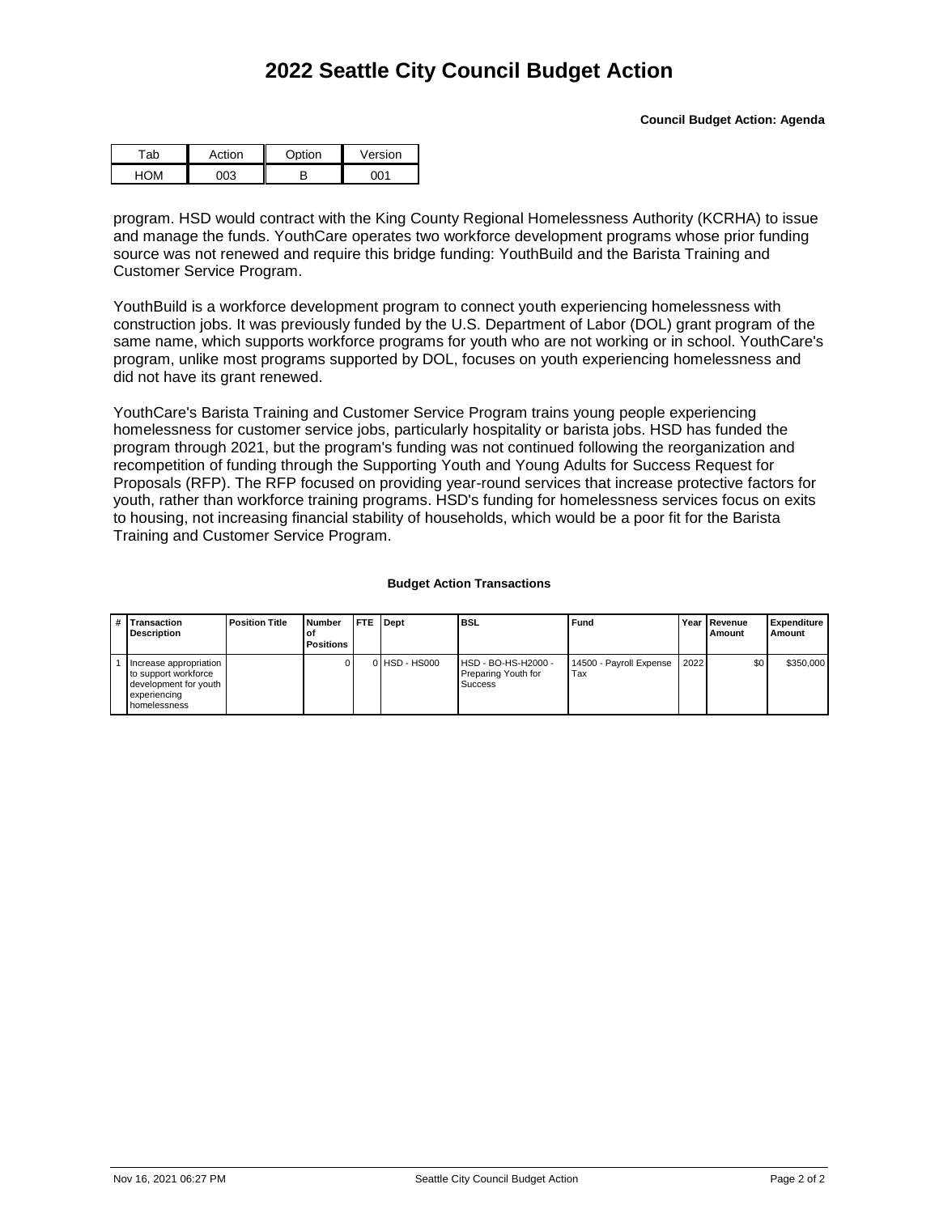# 2022 Seattle City Council Budget Action

**Council Budget Action: Agenda**

| Tab | Action | Option | Version |
|---|---|---|---|
| HOM | 003 | B | 001 |

program. HSD would contract with the King County Regional Homelessness Authority (KCRHA) to issue and manage the funds. YouthCare operates two workforce development programs whose prior funding source was not renewed and require this bridge funding: YouthBuild and the Barista Training and Customer Service Program.

YouthBuild is a workforce development program to connect youth experiencing homelessness with construction jobs. It was previously funded by the U.S. Department of Labor (DOL) grant program of the same name, which supports workforce programs for youth who are not working or in school. YouthCare's program, unlike most programs supported by DOL, focuses on youth experiencing homelessness and did not have its grant renewed.

YouthCare's Barista Training and Customer Service Program trains young people experiencing homelessness for customer service jobs, particularly hospitality or barista jobs. HSD has funded the program through 2021, but the program's funding was not continued following the reorganization and recompetition of funding through the Supporting Youth and Young Adults for Success Request for Proposals (RFP). The RFP focused on providing year-round services that increase protective factors for youth, rather than workforce training programs. HSD's funding for homelessness services focus on exits to housing, not increasing financial stability of households, which would be a poor fit for the Barista Training and Customer Service Program.

**Budget Action Transactions**

| # | Transaction Description | Position Title | Number of Positions | FTE | Dept | BSL | Fund | Year | Revenue Amount | Expenditure Amount |
|---|---|---|---|---|---|---|---|---|---|---|
| 1 | Increase appropriation to support workforce development for youth experiencing homelessness | | 0 | 0 | HSD - HS000 | HSD - BO-HS-H2000 - Preparing Youth for Success | 14500 - Payroll Expense Tax | 2022 | $0 | $350,000 |